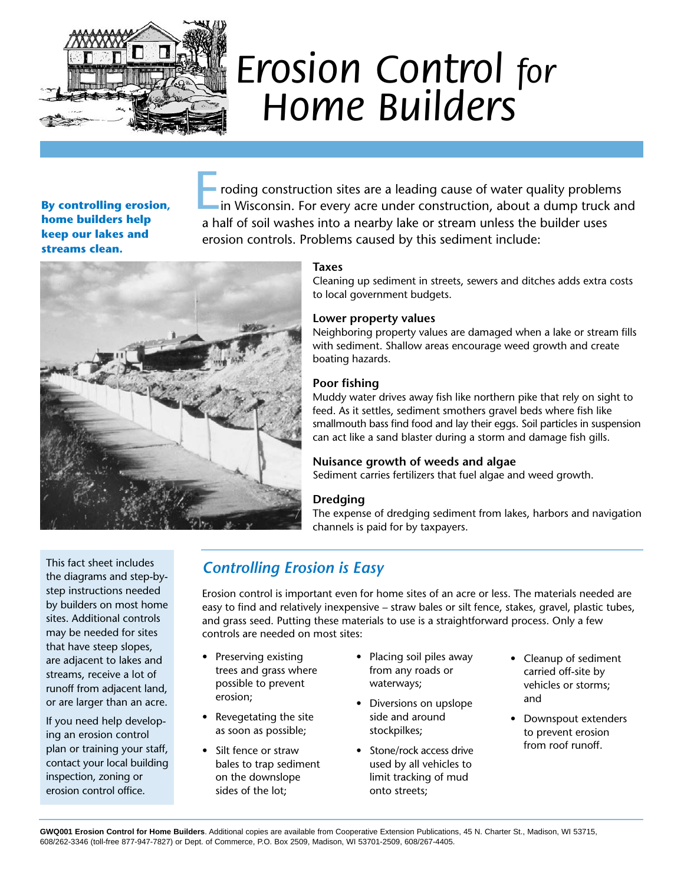# Erosion Control *for* Home Builders

**By controlling erosion, home builders help keep our lakes and streams clean.**

Eroding construction sites are a leading cause of water quality problems in Wisconsin. For every acre under construction, about a dump truck and a half of soil washes into a nearby lake or stream unless the builder uses erosion controls. Problems caused by this sediment include:

**Taxes**
Cleaning up sediment in streets, sewers and ditches adds extra costs to local government budgets.

**Lower property values**
Neighboring property values are damaged when a lake or stream fills with sediment. Shallow areas encourage weed growth and create boating hazards.

**Poor fishing**
Muddy water drives away fish like northern pike that rely on sight to feed. As it settles, sediment smothers gravel beds where fish like smallmouth bass find food and lay their eggs. Soil particles in suspension can act like a sand blaster during a storm and damage fish gills.

**Nuisance growth of weeds and algae**
Sediment carries fertilizers that fuel algae and weed growth.

**Dredging**
The expense of dredging sediment from lakes, harbors and navigation channels is paid for by taxpayers.

This fact sheet includes the diagrams and step-by-step instructions needed by builders on most home sites. Additional controls may be needed for sites that have steep slopes, are adjacent to lakes and streams, receive a lot of runoff from adjacent land, or are larger than an acre.

If you need help developing an erosion control plan or training your staff, contact your local building inspection, zoning or erosion control office.

## *Controlling Erosion is Easy*

Erosion control is important even for home sites of an acre or less. The materials needed are easy to find and relatively inexpensive – straw bales or silt fence, stakes, gravel, plastic tubes, and grass seed. Putting these materials to use is a straightforward process. Only a few controls are needed on most sites:

- Preserving existing trees and grass where possible to prevent erosion;
- Revegetating the site as soon as possible;
- Silt fence or straw bales to trap sediment on the downslope sides of the lot;
- Placing soil piles away from any roads or waterways;
- Diversions on upslope side and around stockpilkes;
- Stone/rock access drive used by all vehicles to limit tracking of mud onto streets;
- Cleanup of sediment carried off-site by vehicles or storms; and
- Downspout extenders to prevent erosion from roof runoff.

**GWQ001 Erosion Control for Home Builders**. Additional copies are available from Cooperative Extension Publications, 45 N. Charter St., Madison, WI 53715, 608/262-3346 (toll-free 877-947-7827) or Dept. of Commerce, P.O. Box 2509, Madison, WI 53701-2509, 608/267-4405.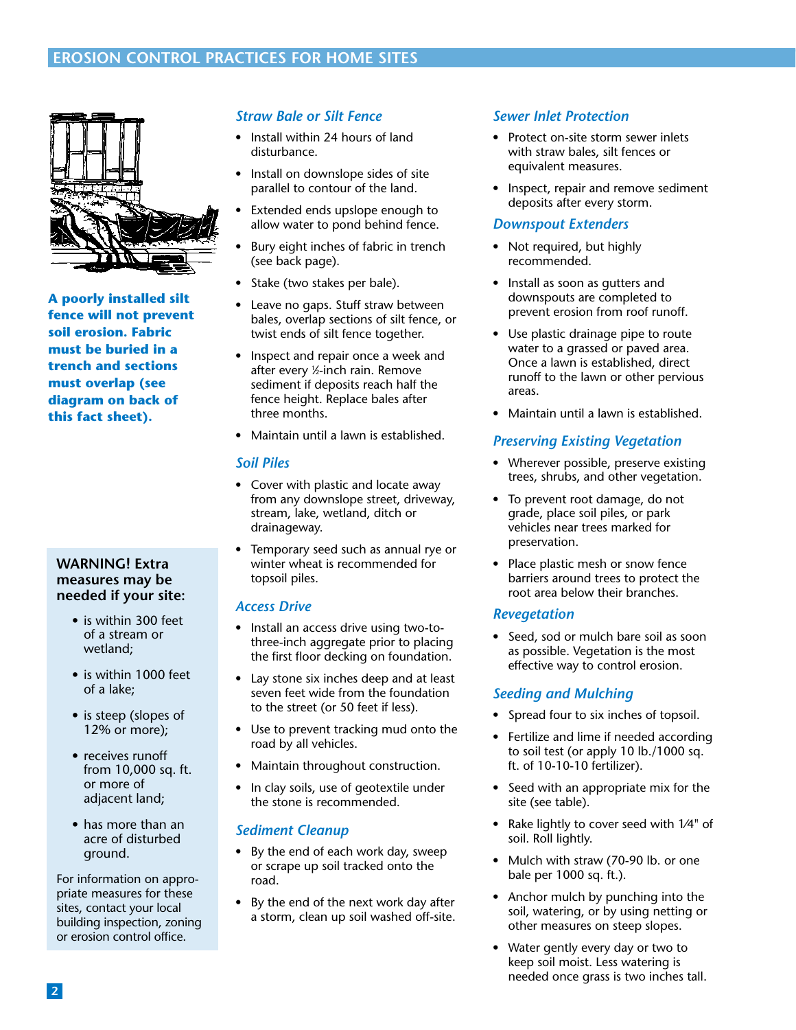## EROSION CONTROL PRACTICES FOR HOME SITES

**A poorly installed silt fence will not prevent soil erosion. Fabric must be buried in a trench and sections must overlap (see diagram on back of this fact sheet).**

**WARNING! Extra measures may be needed if your site:**

- is within 300 feet of a stream or wetland;
- is within 1000 feet of a lake;
- is steep (slopes of 12% or more);
- receives runoff from 10,000 sq. ft. or more of adjacent land;
- has more than an acre of disturbed ground.

For information on appropriate measures for these sites, contact your local building inspection, zoning or erosion control office.

### *Straw Bale or Silt Fence*

- Install within 24 hours of land disturbance.
- Install on downslope sides of site parallel to contour of the land.
- Extended ends upslope enough to allow water to pond behind fence.
- Bury eight inches of fabric in trench (see back page).
- Stake (two stakes per bale).
- Leave no gaps. Stuff straw between bales, overlap sections of silt fence, or twist ends of silt fence together.
- Inspect and repair once a week and after every ½-inch rain. Remove sediment if deposits reach half the fence height. Replace bales after three months.
- Maintain until a lawn is established.

### *Soil Piles*

- Cover with plastic and locate away from any downslope street, driveway, stream, lake, wetland, ditch or drainageway.
- Temporary seed such as annual rye or winter wheat is recommended for topsoil piles.

### *Access Drive*

- Install an access drive using two-to-three-inch aggregate prior to placing the first floor decking on foundation.
- Lay stone six inches deep and at least seven feet wide from the foundation to the street (or 50 feet if less).
- Use to prevent tracking mud onto the road by all vehicles.
- Maintain throughout construction.
- In clay soils, use of geotextile under the stone is recommended.

### *Sediment Cleanup*

- By the end of each work day, sweep or scrape up soil tracked onto the road.
- By the end of the next work day after a storm, clean up soil washed off-site.

### *Sewer Inlet Protection*

- Protect on-site storm sewer inlets with straw bales, silt fences or equivalent measures.
- Inspect, repair and remove sediment deposits after every storm.

### *Downspout Extenders*

- Not required, but highly recommended.
- Install as soon as gutters and downspouts are completed to prevent erosion from roof runoff.
- Use plastic drainage pipe to route water to a grassed or paved area. Once a lawn is established, direct runoff to the lawn or other pervious areas.
- Maintain until a lawn is established.

### *Preserving Existing Vegetation*

- Wherever possible, preserve existing trees, shrubs, and other vegetation.
- To prevent root damage, do not grade, place soil piles, or park vehicles near trees marked for preservation.
- Place plastic mesh or snow fence barriers around trees to protect the root area below their branches.

### *Revegetation*

- Seed, sod or mulch bare soil as soon as possible. Vegetation is the most effective way to control erosion.

### *Seeding and Mulching*

- Spread four to six inches of topsoil.
- Fertilize and lime if needed according to soil test (or apply 10 lb./1000 sq. ft. of 10-10-10 fertilizer).
- Seed with an appropriate mix for the site (see table).
- Rake lightly to cover seed with 1⁄4" of soil. Roll lightly.
- Mulch with straw (70-90 lb. or one bale per 1000 sq. ft.).
- Anchor mulch by punching into the soil, watering, or by using netting or other measures on steep slopes.
- Water gently every day or two to keep soil moist. Less watering is needed once grass is two inches tall.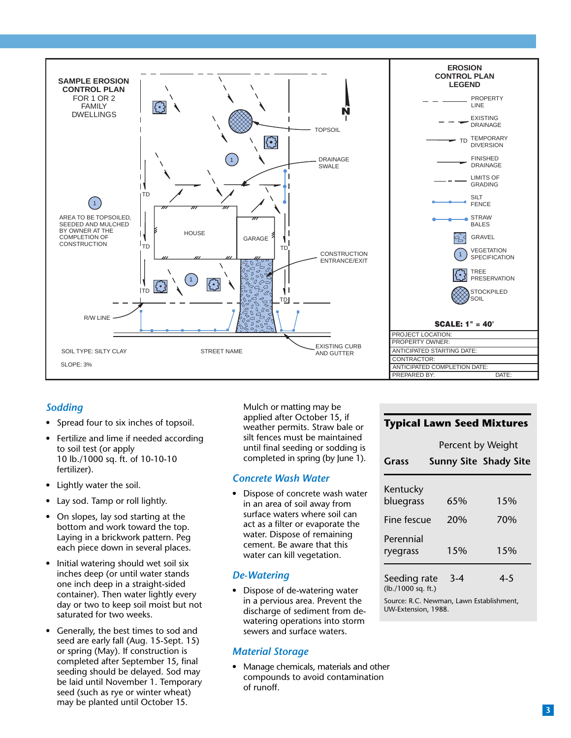**SAMPLE EROSION CONTROL PLAN**
FOR 1 OR 2 FAMILY DWELLINGS

AREA TO BE TOPSOILED, SEEDED AND MULCHED BY OWNER AT THE COMPLETION OF CONSTRUCTION

TOPSOIL

DRAINAGE SWALE

HOUSE

GARAGE

CONSTRUCTION ENTRANCE/EXIT

R/W LINE

EXISTING CURB AND GUTTER

STREET NAME

SOIL TYPE: SILTY CLAY

SLOPE: 3%

**EROSION CONTROL PLAN LEGEND**

- PROPERTY LINE
- EXISTING DRAINAGE
- TD TEMPORARY DIVERSION
- FINISHED DRAINAGE
- LIMITS OF GRADING
- SILT FENCE
- STRAW BALES
- GRAVEL
- VEGETATION SPECIFICATION
- TREE PRESERVATION
- STOCKPILED SOIL

**SCALE: 1" = 40'**

| |
|---|
| PROJECT LOCATION: |
| PROPERTY OWNER: |
| ANTICIPATED STARTING DATE: |
| CONTRACTOR: |
| ANTICIPATED COMPLETION DATE: |
| PREPARED BY: DATE: |

## *Sodding*

- Spread four to six inches of topsoil.
- Fertilize and lime if needed according to soil test (or apply 10 lb./1000 sq. ft. of 10-10-10 fertilizer).
- Lightly water the soil.
- Lay sod. Tamp or roll lightly.
- On slopes, lay sod starting at the bottom and work toward the top. Laying in a brickwork pattern. Peg each piece down in several places.
- Initial watering should wet soil six inches deep (or until water stands one inch deep in a straight-sided container). Then water lightly every day or two to keep soil moist but not saturated for two weeks.
- Generally, the best times to sod and seed are early fall (Aug. 15-Sept. 15) or spring (May). If construction is completed after September 15, final seeding should be delayed. Sod may be laid until November 1. Temporary seed (such as rye or winter wheat) may be planted until October 15.

Mulch or matting may be applied after October 15, if weather permits. Straw bale or silt fences must be maintained until final seeding or sodding is completed in spring (by June 1).

## *Concrete Wash Water*

- Dispose of concrete wash water in an area of soil away from surface waters where soil can act as a filter or evaporate the water. Dispose of remaining cement. Be aware that this water can kill vegetation.

## *De-Watering*

- Dispose of de-watering water in a pervious area. Prevent the discharge of sediment from de-watering operations into storm sewers and surface waters.

## *Material Storage*

- Manage chemicals, materials and other compounds to avoid contamination of runoff.

## Typical Lawn Seed Mixtures

| Grass | Percent by Weight Sunny Site | Percent by Weight Shady Site |
|---|---|---|
| Kentucky bluegrass | 65% | 15% |
| Fine fescue | 20% | 70% |
| Perennial ryegrass | 15% | 15% |
| Seeding rate (lb./1000 sq. ft.) | 3-4 | 4-5 |

Source: R.C. Newman, Lawn Establishment, UW-Extension, 1988.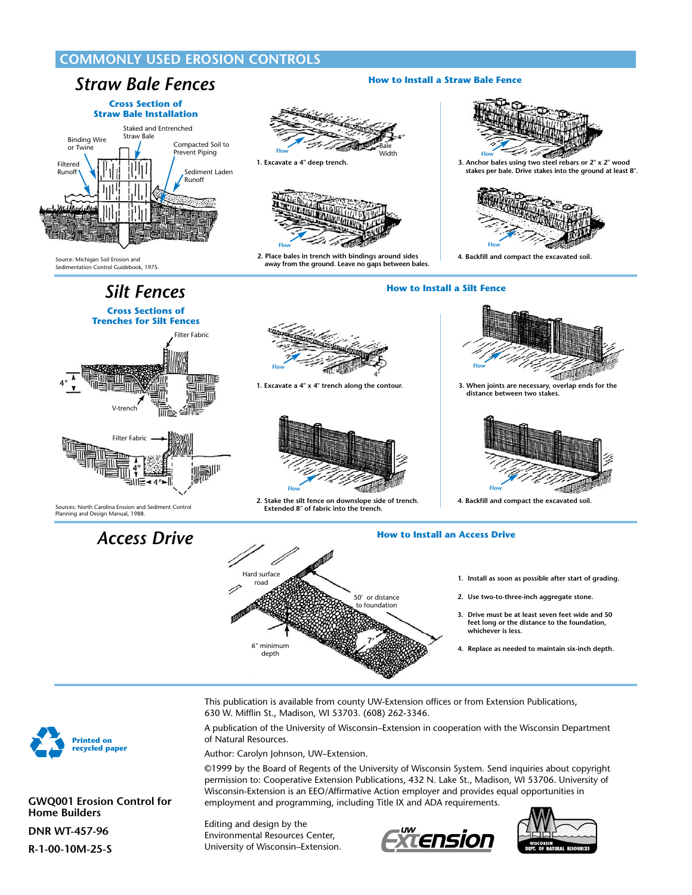## COMMONLY USED EROSION CONTROLS

# *Straw Bale Fences*

### Cross Section of Straw Bale Installation

Binding Wire or Twine

Staked and Entrenched Straw Bale

Compacted Soil to Prevent Piping

Filtered Runoff

Sediment Laden Runoff

Source: Michigan Soil Erosion and Sedimentation Control Guidebook, 1975.

### How to Install a Straw Bale Fence

Flow

4"

Bale Width

1. Excavate a 4" deep trench.

Flow

2. Place bales in trench with bindings around sides away from the ground. Leave no gaps between bales.

Flow

3. Anchor bales using two steel rebars or 2" x 2" wood stakes per bale. Drive stakes into the ground at least 8".

Flow

4. Backfill and compact the excavated soil.

# *Silt Fences*

### Cross Sections of Trenches for Silt Fences

Filter Fabric

4"

V-trench

Filter Fabric

4"

4"

Sources: North Carolina Erosion and Sediment Control Planning and Design Manual, 1988.

### How to Install a Silt Fence

Flow

4"

1. Excavate a 4" x 4" trench along the contour.

Flow

2. Stake the silt fence on downslope side of trench. Extended 8" of fabric into the trench.

Flow

3. When joints are necessary, overlap ends for the distance between two stakes.

Flow

4. Backfill and compact the excavated soil.

# *Access Drive*

### How to Install an Access Drive

Hard surface road

50' or distance to foundation

7'

6" minimum depth

1. Install as soon as possible after start of grading.
2. Use two-to-three-inch aggregate stone.
3. Drive must be at least seven feet wide and 50 feet long or the distance to the foundation, whichever is less.
4. Replace as needed to maintain six-inch depth.

---

This publication is available from county UW-Extension offices or from Extension Publications, 630 W. Mifflin St., Madison, WI 53703. (608) 262-3346.

A publication of the University of Wisconsin–Extension in cooperation with the Wisconsin Department of Natural Resources.

Author: Carolyn Johnson, UW–Extension.

©1999 by the Board of Regents of the University of Wisconsin System. Send inquiries about copyright permission to: Cooperative Extension Publications, 432 N. Lake St., Madison, WI 53706. University of Wisconsin-Extension is an EEO/Affirmative Action employer and provides equal opportunities in employment and programming, including Title IX and ADA requirements.

Editing and design by the Environmental Resources Center, University of Wisconsin–Extension.

Printed on recycled paper

UW Extension

Wisconsin Dept. of Natural Resources

**GWQ001 Erosion Control for Home Builders**

**DNR WT-457-96**

**R-1-00-10M-25-S**